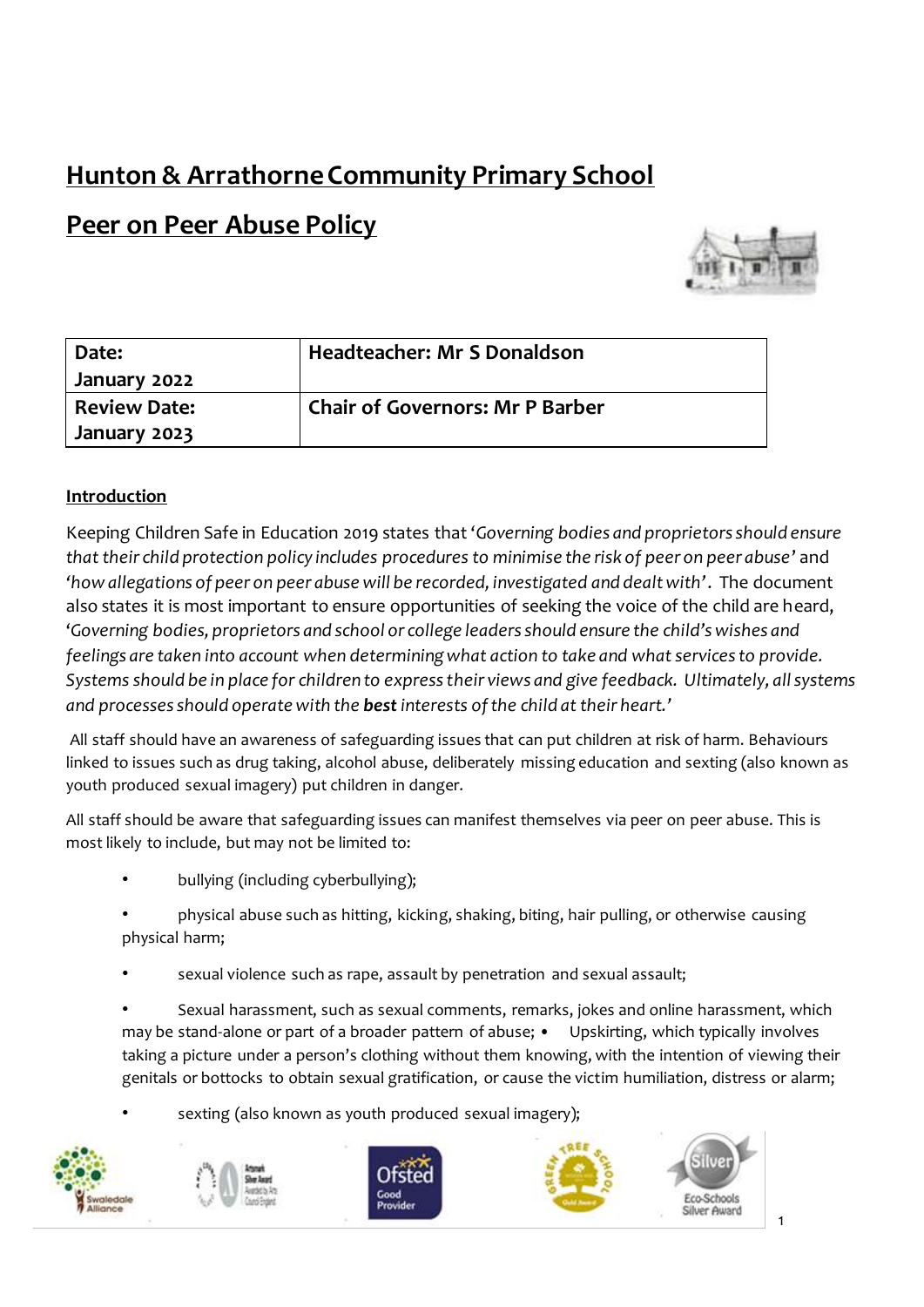# Hunton & Arrathorne Community Primary School

## Peer on Peer Abuse Policy

| Date: January 2022 | Headteacher: Mr S Donaldson |
|---|---|
| Review Date: January 2023 | Chair of Governors: Mr P Barber |

### Introduction

Keeping Children Safe in Education 2019 states that '*Governing bodies and proprietors should ensure that their child protection policy includes procedures to minimise the risk of peer on peer abuse*' and '*how allegations of peer on peer abuse will be recorded, investigated and dealt with*'. The document also states it is most important to ensure opportunities of seeking the voice of the child are heard, '*Governing bodies, proprietors and school or college leaders should ensure the child's wishes and feelings are taken into account when determining what action to take and what services to provide. Systems should be in place for children to express their views and give feedback. Ultimately, all systems and processes should operate with the **best** interests of the child at their heart.*'

All staff should have an awareness of safeguarding issues that can put children at risk of harm. Behaviours linked to issues such as drug taking, alcohol abuse, deliberately missing education and sexting (also known as youth produced sexual imagery) put children in danger.

All staff should be aware that safeguarding issues can manifest themselves via peer on peer abuse. This is most likely to include, but may not be limited to:

- bullying (including cyberbullying);
- physical abuse such as hitting, kicking, shaking, biting, hair pulling, or otherwise causing physical harm;
- sexual violence such as rape, assault by penetration and sexual assault;
- Sexual harassment, such as sexual comments, remarks, jokes and online harassment, which may be stand-alone or part of a broader pattern of abuse;
- Upskirting, which typically involves taking a picture under a person's clothing without them knowing, with the intention of viewing their genitals or bottocks to obtain sexual gratification, or cause the victim humiliation, distress or alarm;
- sexting (also known as youth produced sexual imagery);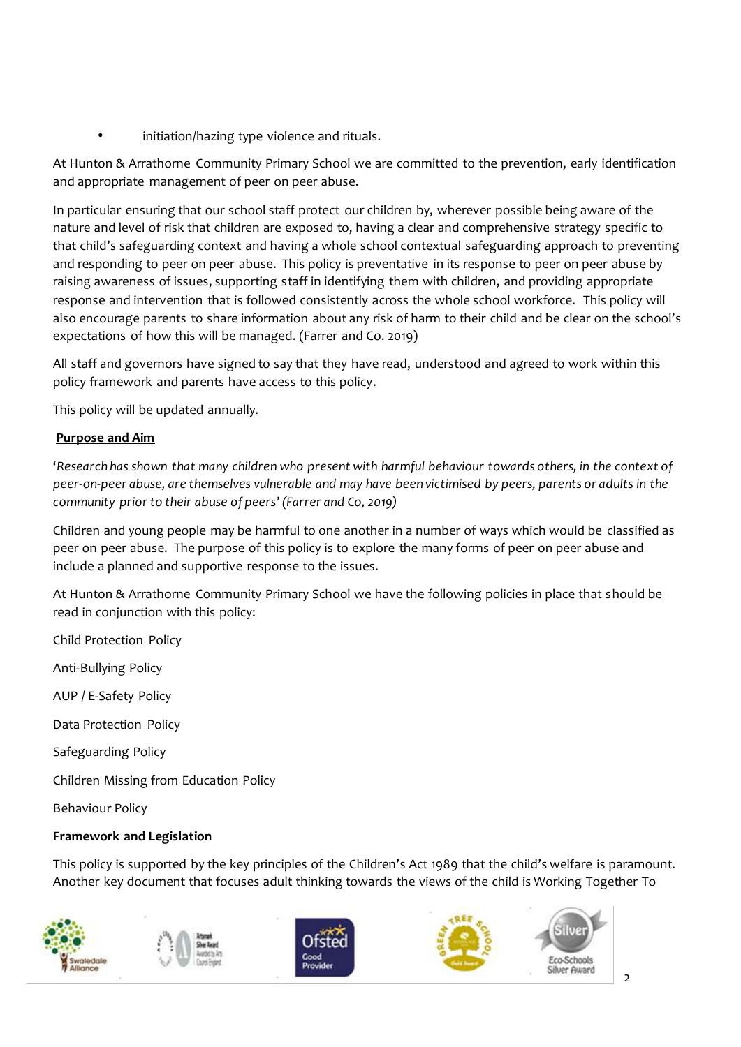- initiation/hazing type violence and rituals.

At Hunton & Arrathorne Community Primary School we are committed to the prevention, early identification and appropriate management of peer on peer abuse.

In particular ensuring that our school staff protect our children by, wherever possible being aware of the nature and level of risk that children are exposed to, having a clear and comprehensive strategy specific to that child's safeguarding context and having a whole school contextual safeguarding approach to preventing and responding to peer on peer abuse. This policy is preventative in its response to peer on peer abuse by raising awareness of issues, supporting staff in identifying them with children, and providing appropriate response and intervention that is followed consistently across the whole school workforce. This policy will also encourage parents to share information about any risk of harm to their child and be clear on the school's expectations of how this will be managed. (Farrer and Co. 2019)

All staff and governors have signed to say that they have read, understood and agreed to work within this policy framework and parents have access to this policy.

This policy will be updated annually.

**Purpose and Aim**

'*Research has shown that many children who present with harmful behaviour towards others, in the context of peer-on-peer abuse, are themselves vulnerable and may have been victimised by peers, parents or adults in the community prior to their abuse of peers' (Farrer and Co, 2019)*

Children and young people may be harmful to one another in a number of ways which would be classified as peer on peer abuse. The purpose of this policy is to explore the many forms of peer on peer abuse and include a planned and supportive response to the issues.

At Hunton & Arrathorne Community Primary School we have the following policies in place that should be read in conjunction with this policy:

Child Protection Policy

Anti-Bullying Policy

AUP / E-Safety Policy

Data Protection Policy

Safeguarding Policy

Children Missing from Education Policy

Behaviour Policy

**Framework and Legislation**

This policy is supported by the key principles of the Children's Act 1989 that the child's welfare is paramount. Another key document that focuses adult thinking towards the views of the child is Working Together To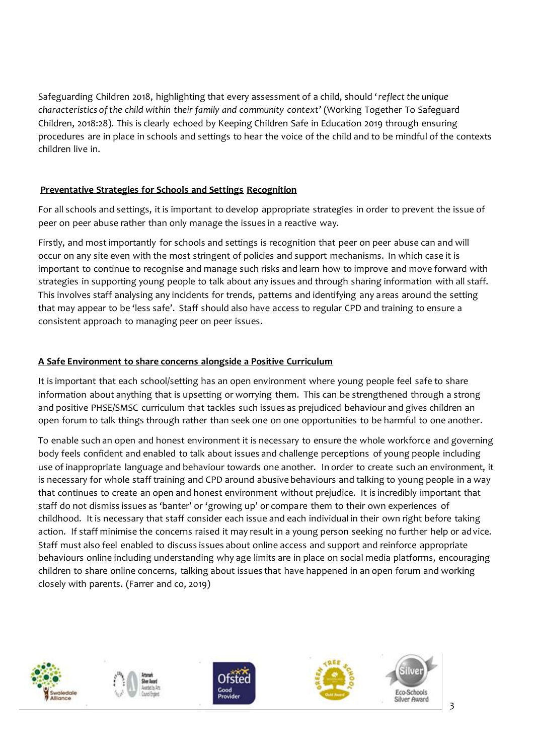Safeguarding Children 2018, highlighting that every assessment of a child, should '*reflect the unique characteristics of the child within their family and community context*' (Working Together To Safeguard Children, 2018:28). This is clearly echoed by Keeping Children Safe in Education 2019 through ensuring procedures are in place in schools and settings to hear the voice of the child and to be mindful of the contexts children live in.

## <u>Preventative Strategies for Schools and Settings</u> <u>Recognition</u>

For all schools and settings, it is important to develop appropriate strategies in order to prevent the issue of peer on peer abuse rather than only manage the issues in a reactive way.

Firstly, and most importantly for schools and settings is recognition that peer on peer abuse can and will occur on any site even with the most stringent of policies and support mechanisms. In which case it is important to continue to recognise and manage such risks and learn how to improve and move forward with strategies in supporting young people to talk about any issues and through sharing information with all staff. This involves staff analysing any incidents for trends, patterns and identifying any areas around the setting that may appear to be 'less safe'. Staff should also have access to regular CPD and training to ensure a consistent approach to managing peer on peer issues.

## <u>A Safe Environment to share concerns alongside a Positive Curriculum</u>

It is important that each school/setting has an open environment where young people feel safe to share information about anything that is upsetting or worrying them. This can be strengthened through a strong and positive PHSE/SMSC curriculum that tackles such issues as prejudiced behaviour and gives children an open forum to talk things through rather than seek one on one opportunities to be harmful to one another.

To enable such an open and honest environment it is necessary to ensure the whole workforce and governing body feels confident and enabled to talk about issues and challenge perceptions of young people including use of inappropriate language and behaviour towards one another. In order to create such an environment, it is necessary for whole staff training and CPD around abusive behaviours and talking to young people in a way that continues to create an open and honest environment without prejudice. It is incredibly important that staff do not dismiss issues as 'banter' or 'growing up' or compare them to their own experiences of childhood. It is necessary that staff consider each issue and each individual in their own right before taking action. If staff minimise the concerns raised it may result in a young person seeking no further help or advice. Staff must also feel enabled to discuss issues about online access and support and reinforce appropriate behaviours online including understanding why age limits are in place on social media platforms, encouraging children to share online concerns, talking about issues that have happened in an open forum and working closely with parents. (Farrer and co, 2019)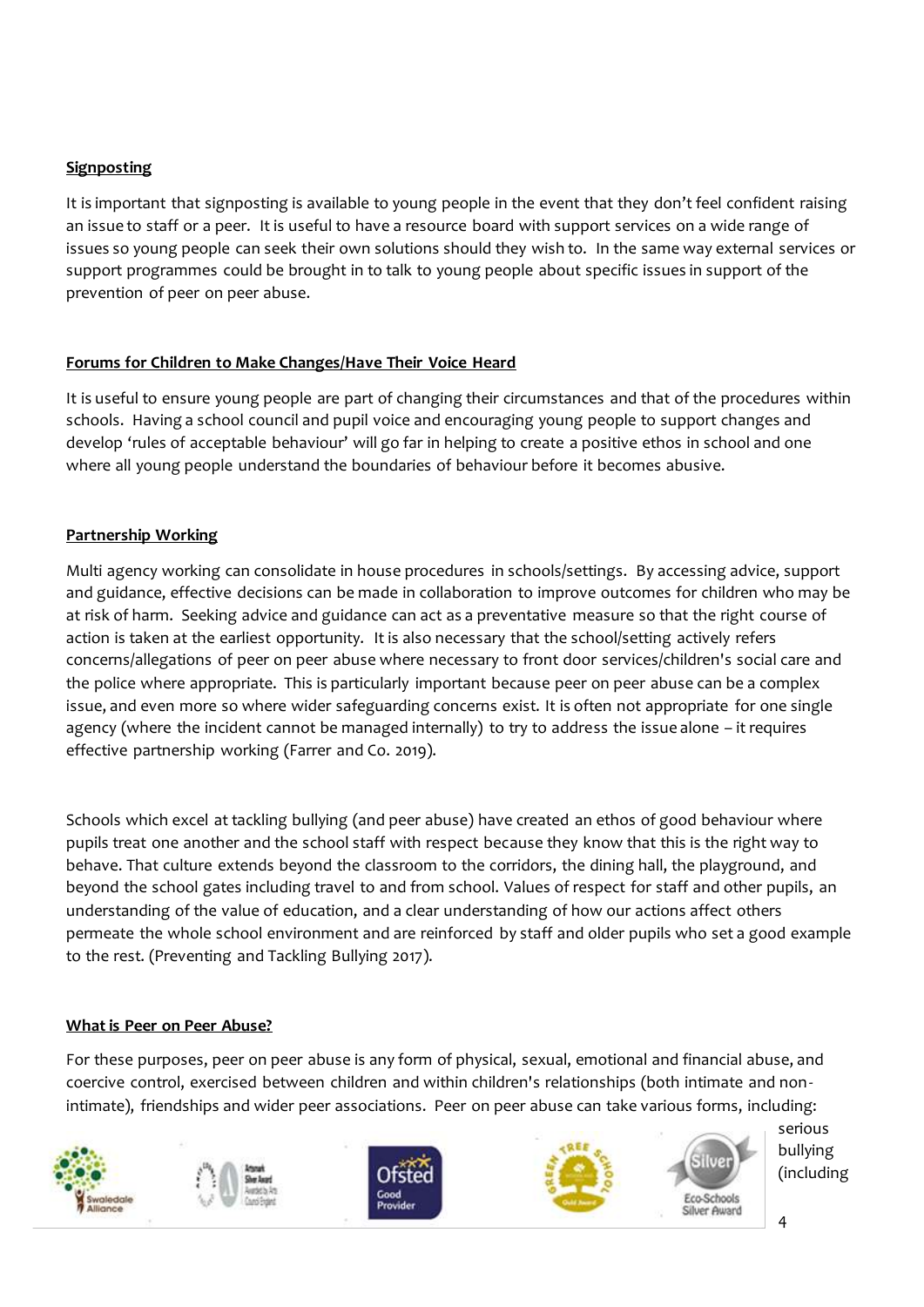## Signposting

It is important that signposting is available to young people in the event that they don't feel confident raising an issue to staff or a peer. It is useful to have a resource board with support services on a wide range of issues so young people can seek their own solutions should they wish to. In the same way external services or support programmes could be brought in to talk to young people about specific issues in support of the prevention of peer on peer abuse.

## Forums for Children to Make Changes/Have Their Voice Heard

It is useful to ensure young people are part of changing their circumstances and that of the procedures within schools. Having a school council and pupil voice and encouraging young people to support changes and develop 'rules of acceptable behaviour' will go far in helping to create a positive ethos in school and one where all young people understand the boundaries of behaviour before it becomes abusive.

## Partnership Working

Multi agency working can consolidate in house procedures in schools/settings. By accessing advice, support and guidance, effective decisions can be made in collaboration to improve outcomes for children who may be at risk of harm. Seeking advice and guidance can act as a preventative measure so that the right course of action is taken at the earliest opportunity. It is also necessary that the school/setting actively refers concerns/allegations of peer on peer abuse where necessary to front door services/children's social care and the police where appropriate. This is particularly important because peer on peer abuse can be a complex issue, and even more so where wider safeguarding concerns exist. It is often not appropriate for one single agency (where the incident cannot be managed internally) to try to address the issue alone – it requires effective partnership working (Farrer and Co. 2019).

Schools which excel at tackling bullying (and peer abuse) have created an ethos of good behaviour where pupils treat one another and the school staff with respect because they know that this is the right way to behave. That culture extends beyond the classroom to the corridors, the dining hall, the playground, and beyond the school gates including travel to and from school. Values of respect for staff and other pupils, an understanding of the value of education, and a clear understanding of how our actions affect others permeate the whole school environment and are reinforced by staff and older pupils who set a good example to the rest. (Preventing and Tackling Bullying 2017).

## What is Peer on Peer Abuse?

For these purposes, peer on peer abuse is any form of physical, sexual, emotional and financial abuse, and coercive control, exercised between children and within children's relationships (both intimate and non-intimate), friendships and wider peer associations. Peer on peer abuse can take various forms, including: serious bullying (including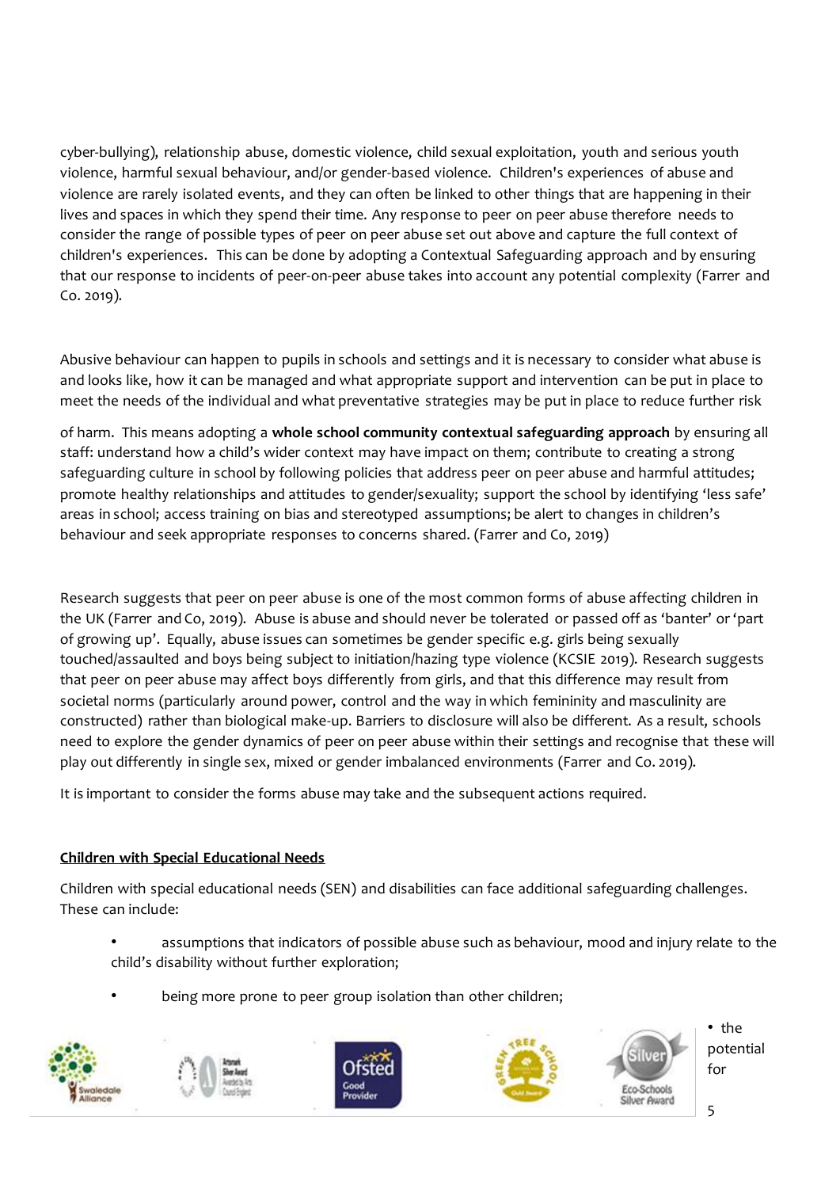cyber-bullying), relationship abuse, domestic violence, child sexual exploitation, youth and serious youth violence, harmful sexual behaviour, and/or gender-based violence. Children's experiences of abuse and violence are rarely isolated events, and they can often be linked to other things that are happening in their lives and spaces in which they spend their time. Any response to peer on peer abuse therefore needs to consider the range of possible types of peer on peer abuse set out above and capture the full context of children's experiences. This can be done by adopting a Contextual Safeguarding approach and by ensuring that our response to incidents of peer-on-peer abuse takes into account any potential complexity (Farrer and Co. 2019).

Abusive behaviour can happen to pupils in schools and settings and it is necessary to consider what abuse is and looks like, how it can be managed and what appropriate support and intervention can be put in place to meet the needs of the individual and what preventative strategies may be put in place to reduce further risk

of harm. This means adopting a **whole school community contextual safeguarding approach** by ensuring all staff: understand how a child's wider context may have impact on them; contribute to creating a strong safeguarding culture in school by following policies that address peer on peer abuse and harmful attitudes; promote healthy relationships and attitudes to gender/sexuality; support the school by identifying 'less safe' areas in school; access training on bias and stereotyped assumptions; be alert to changes in children's behaviour and seek appropriate responses to concerns shared. (Farrer and Co, 2019)

Research suggests that peer on peer abuse is one of the most common forms of abuse affecting children in the UK (Farrer and Co, 2019). Abuse is abuse and should never be tolerated or passed off as 'banter' or 'part of growing up'. Equally, abuse issues can sometimes be gender specific e.g. girls being sexually touched/assaulted and boys being subject to initiation/hazing type violence (KCSIE 2019). Research suggests that peer on peer abuse may affect boys differently from girls, and that this difference may result from societal norms (particularly around power, control and the way in which femininity and masculinity are constructed) rather than biological make-up. Barriers to disclosure will also be different. As a result, schools need to explore the gender dynamics of peer on peer abuse within their settings and recognise that these will play out differently in single sex, mixed or gender imbalanced environments (Farrer and Co. 2019).

It is important to consider the forms abuse may take and the subsequent actions required.

**Children with Special Educational Needs**

Children with special educational needs (SEN) and disabilities can face additional safeguarding challenges. These can include:

- assumptions that indicators of possible abuse such as behaviour, mood and injury relate to the child's disability without further exploration;
- being more prone to peer group isolation than other children;
- the potential for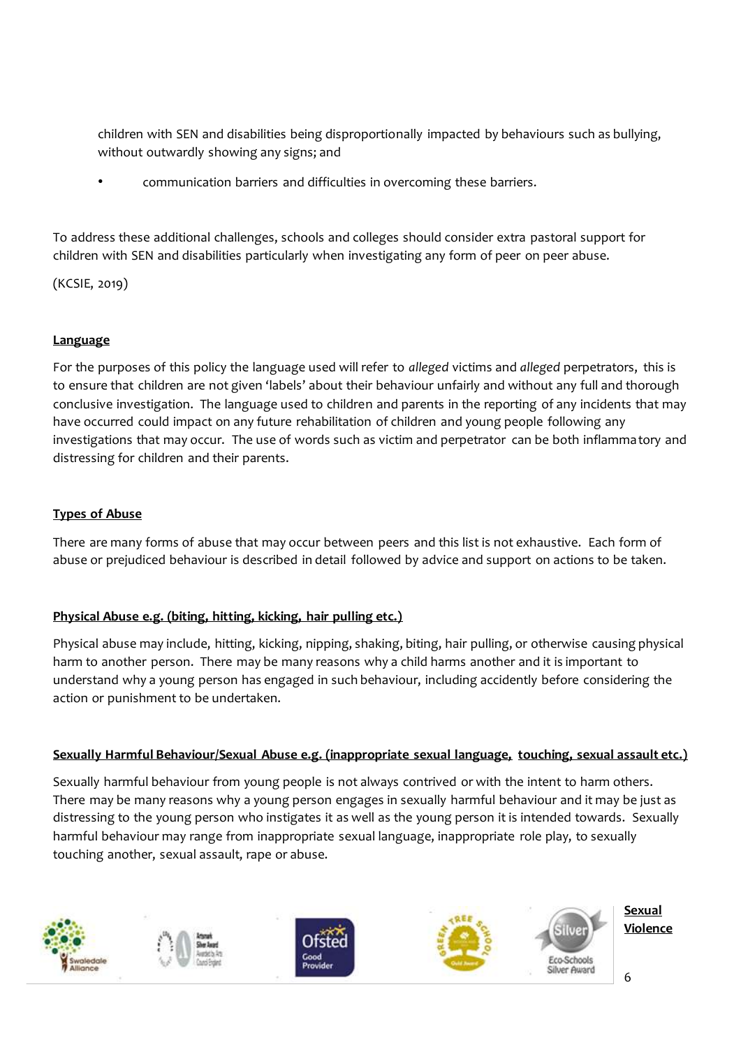children with SEN and disabilities being disproportionally impacted by behaviours such as bullying, without outwardly showing any signs; and

- communication barriers and difficulties in overcoming these barriers.

To address these additional challenges, schools and colleges should consider extra pastoral support for children with SEN and disabilities particularly when investigating any form of peer on peer abuse.

(KCSIE, 2019)

## Language

For the purposes of this policy the language used will refer to *alleged* victims and *alleged* perpetrators, this is to ensure that children are not given 'labels' about their behaviour unfairly and without any full and thorough conclusive investigation. The language used to children and parents in the reporting of any incidents that may have occurred could impact on any future rehabilitation of children and young people following any investigations that may occur. The use of words such as victim and perpetrator can be both inflammatory and distressing for children and their parents.

## Types of Abuse

There are many forms of abuse that may occur between peers and this list is not exhaustive. Each form of abuse or prejudiced behaviour is described in detail followed by advice and support on actions to be taken.

### Physical Abuse e.g. (biting, hitting, kicking, hair pulling etc.)

Physical abuse may include, hitting, kicking, nipping, shaking, biting, hair pulling, or otherwise causing physical harm to another person. There may be many reasons why a child harms another and it is important to understand why a young person has engaged in such behaviour, including accidently before considering the action or punishment to be undertaken.

### Sexually Harmful Behaviour/Sexual Abuse e.g. (inappropriate sexual language, touching, sexual assault etc.)

Sexually harmful behaviour from young people is not always contrived or with the intent to harm others. There may be many reasons why a young person engages in sexually harmful behaviour and it may be just as distressing to the young person who instigates it as well as the young person it is intended towards. Sexually harmful behaviour may range from inappropriate sexual language, inappropriate role play, to sexually touching another, sexual assault, rape or abuse.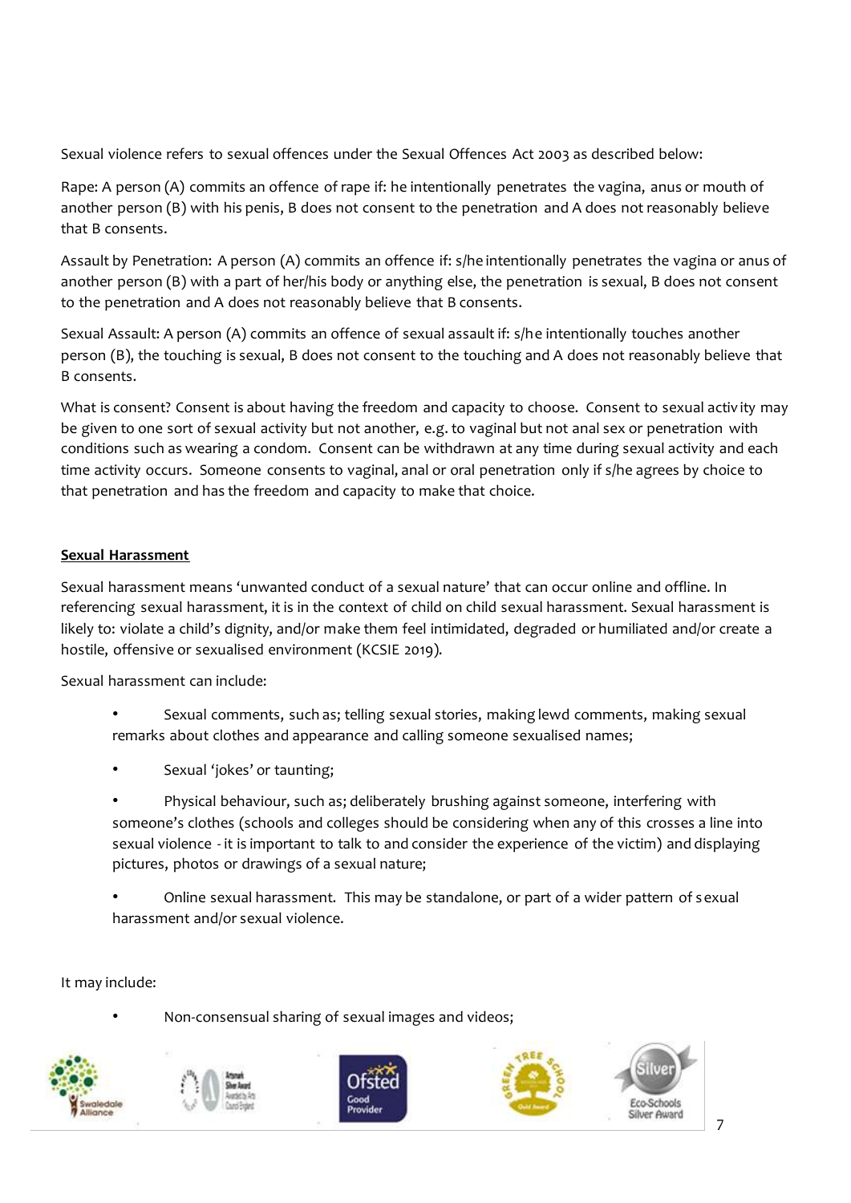Sexual violence refers to sexual offences under the Sexual Offences Act 2003 as described below:

Rape: A person (A) commits an offence of rape if: he intentionally penetrates the vagina, anus or mouth of another person (B) with his penis, B does not consent to the penetration and A does not reasonably believe that B consents.

Assault by Penetration: A person (A) commits an offence if: s/he intentionally penetrates the vagina or anus of another person (B) with a part of her/his body or anything else, the penetration is sexual, B does not consent to the penetration and A does not reasonably believe that B consents.

Sexual Assault: A person (A) commits an offence of sexual assault if: s/he intentionally touches another person (B), the touching is sexual, B does not consent to the touching and A does not reasonably believe that B consents.

What is consent? Consent is about having the freedom and capacity to choose. Consent to sexual activity may be given to one sort of sexual activity but not another, e.g. to vaginal but not anal sex or penetration with conditions such as wearing a condom. Consent can be withdrawn at any time during sexual activity and each time activity occurs. Someone consents to vaginal, anal or oral penetration only if s/he agrees by choice to that penetration and has the freedom and capacity to make that choice.

**Sexual Harassment**

Sexual harassment means 'unwanted conduct of a sexual nature' that can occur online and offline. In referencing sexual harassment, it is in the context of child on child sexual harassment. Sexual harassment is likely to: violate a child's dignity, and/or make them feel intimidated, degraded or humiliated and/or create a hostile, offensive or sexualised environment (KCSIE 2019).

Sexual harassment can include:

- Sexual comments, such as; telling sexual stories, making lewd comments, making sexual remarks about clothes and appearance and calling someone sexualised names;
- Sexual 'jokes' or taunting;
- Physical behaviour, such as; deliberately brushing against someone, interfering with someone's clothes (schools and colleges should be considering when any of this crosses a line into sexual violence - it is important to talk to and consider the experience of the victim) and displaying pictures, photos or drawings of a sexual nature;
- Online sexual harassment. This may be standalone, or part of a wider pattern of sexual harassment and/or sexual violence.

It may include:

- Non-consensual sharing of sexual images and videos;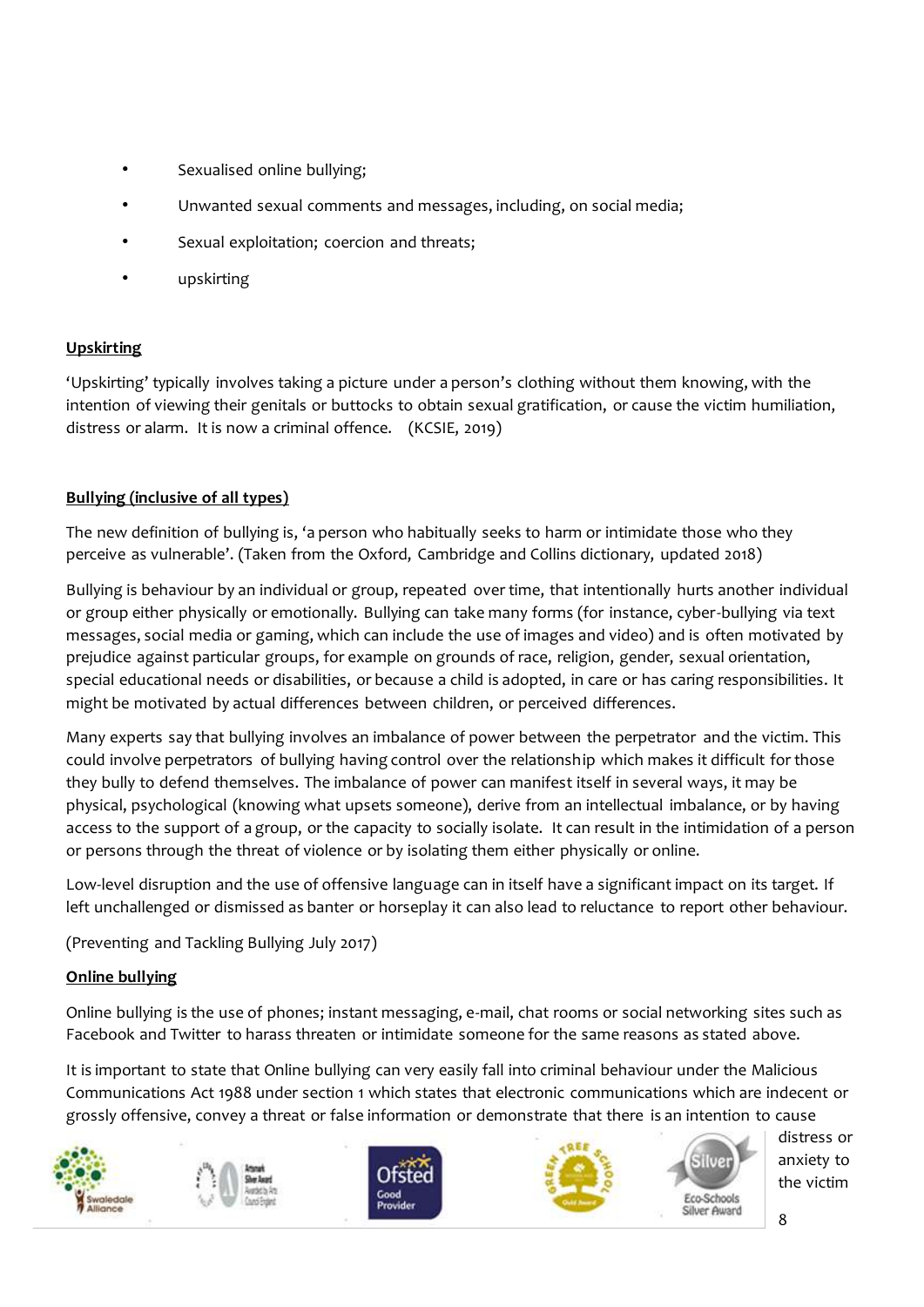- Sexualised online bullying;
- Unwanted sexual comments and messages, including, on social media;
- Sexual exploitation; coercion and threats;
- upskirting

**Upskirting**

'Upskirting' typically involves taking a picture under a person's clothing without them knowing, with the intention of viewing their genitals or buttocks to obtain sexual gratification, or cause the victim humiliation, distress or alarm. It is now a criminal offence. (KCSIE, 2019)

**Bullying (inclusive of all types)**

The new definition of bullying is, 'a person who habitually seeks to harm or intimidate those who they perceive as vulnerable'. (Taken from the Oxford, Cambridge and Collins dictionary, updated 2018)

Bullying is behaviour by an individual or group, repeated over time, that intentionally hurts another individual or group either physically or emotionally. Bullying can take many forms (for instance, cyber-bullying via text messages, social media or gaming, which can include the use of images and video) and is often motivated by prejudice against particular groups, for example on grounds of race, religion, gender, sexual orientation, special educational needs or disabilities, or because a child is adopted, in care or has caring responsibilities. It might be motivated by actual differences between children, or perceived differences.

Many experts say that bullying involves an imbalance of power between the perpetrator and the victim. This could involve perpetrators of bullying having control over the relationship which makes it difficult for those they bully to defend themselves. The imbalance of power can manifest itself in several ways, it may be physical, psychological (knowing what upsets someone), derive from an intellectual imbalance, or by having access to the support of a group, or the capacity to socially isolate. It can result in the intimidation of a person or persons through the threat of violence or by isolating them either physically or online.

Low-level disruption and the use of offensive language can in itself have a significant impact on its target. If left unchallenged or dismissed as banter or horseplay it can also lead to reluctance to report other behaviour.

(Preventing and Tackling Bullying July 2017)

**Online bullying**

Online bullying is the use of phones; instant messaging, e-mail, chat rooms or social networking sites such as Facebook and Twitter to harass threaten or intimidate someone for the same reasons as stated above.

It is important to state that Online bullying can very easily fall into criminal behaviour under the Malicious Communications Act 1988 under section 1 which states that electronic communications which are indecent or grossly offensive, convey a threat or false information or demonstrate that there is an intention to cause distress or anxiety to the victim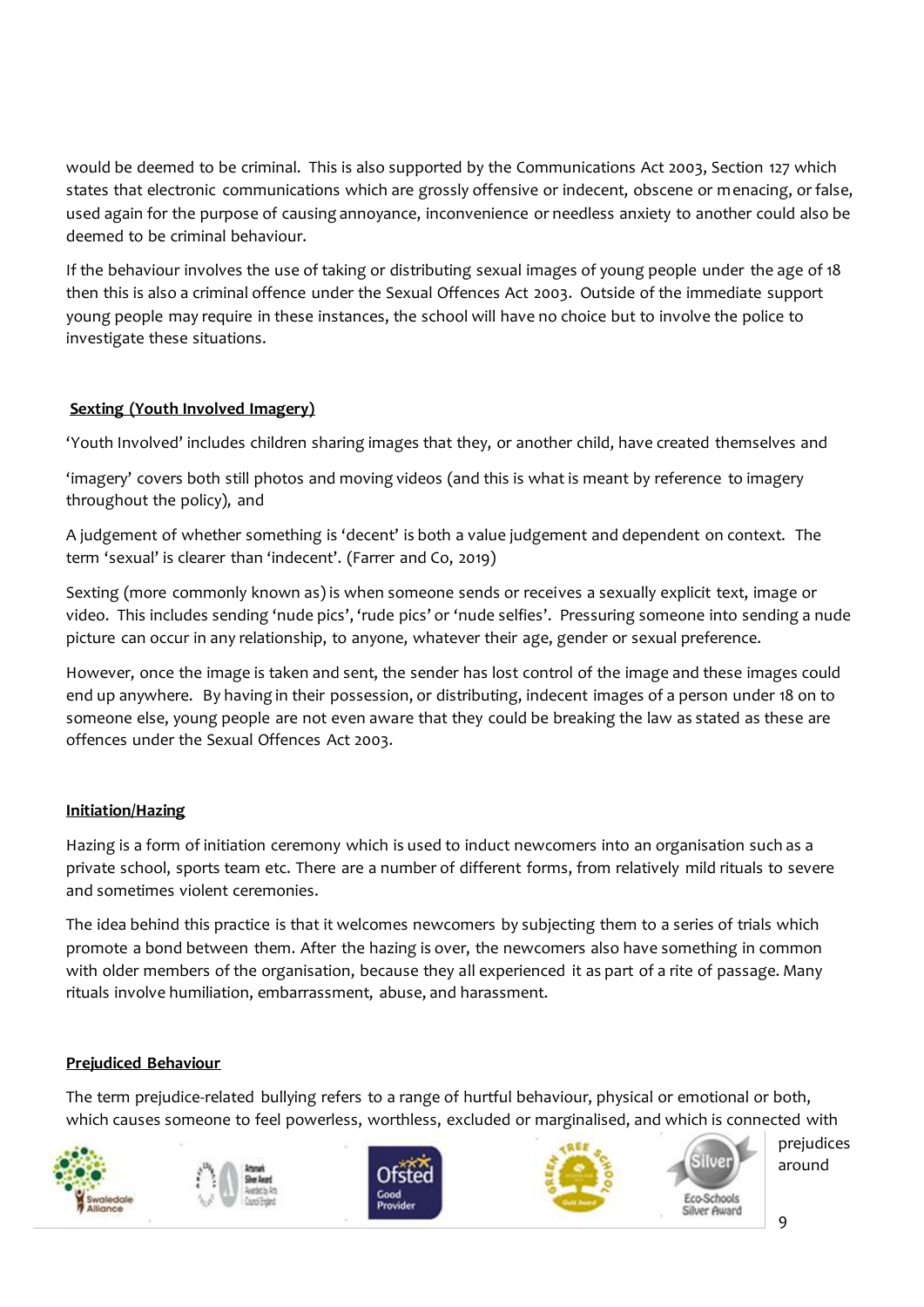would be deemed to be criminal. This is also supported by the Communications Act 2003, Section 127 which states that electronic communications which are grossly offensive or indecent, obscene or menacing, or false, used again for the purpose of causing annoyance, inconvenience or needless anxiety to another could also be deemed to be criminal behaviour.

If the behaviour involves the use of taking or distributing sexual images of young people under the age of 18 then this is also a criminal offence under the Sexual Offences Act 2003. Outside of the immediate support young people may require in these instances, the school will have no choice but to involve the police to investigate these situations.

**Sexting (Youth Involved Imagery)**

'Youth Involved' includes children sharing images that they, or another child, have created themselves and

'imagery' covers both still photos and moving videos (and this is what is meant by reference to imagery throughout the policy), and

A judgement of whether something is 'decent' is both a value judgement and dependent on context. The term 'sexual' is clearer than 'indecent'. (Farrer and Co, 2019)

Sexting (more commonly known as) is when someone sends or receives a sexually explicit text, image or video. This includes sending 'nude pics', 'rude pics' or 'nude selfies'. Pressuring someone into sending a nude picture can occur in any relationship, to anyone, whatever their age, gender or sexual preference.

However, once the image is taken and sent, the sender has lost control of the image and these images could end up anywhere. By having in their possession, or distributing, indecent images of a person under 18 on to someone else, young people are not even aware that they could be breaking the law as stated as these are offences under the Sexual Offences Act 2003.

**Initiation/Hazing**

Hazing is a form of initiation ceremony which is used to induct newcomers into an organisation such as a private school, sports team etc. There are a number of different forms, from relatively mild rituals to severe and sometimes violent ceremonies.

The idea behind this practice is that it welcomes newcomers by subjecting them to a series of trials which promote a bond between them. After the hazing is over, the newcomers also have something in common with older members of the organisation, because they all experienced it as part of a rite of passage. Many rituals involve humiliation, embarrassment, abuse, and harassment.

**Prejudiced Behaviour**

The term prejudice-related bullying refers to a range of hurtful behaviour, physical or emotional or both, which causes someone to feel powerless, worthless, excluded or marginalised, and which is connected with prejudices around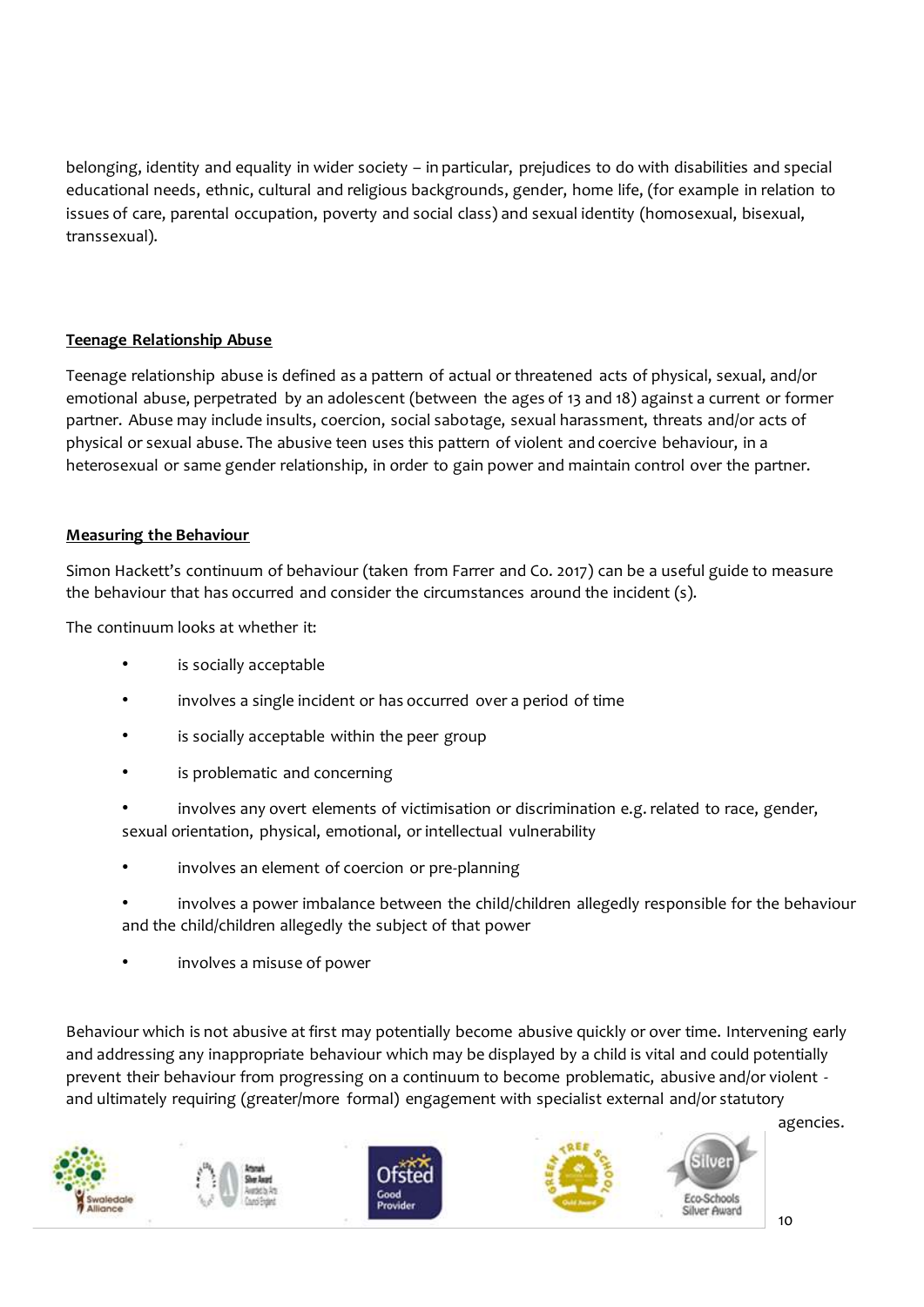belonging, identity and equality in wider society – in particular, prejudices to do with disabilities and special educational needs, ethnic, cultural and religious backgrounds, gender, home life, (for example in relation to issues of care, parental occupation, poverty and social class) and sexual identity (homosexual, bisexual, transsexual).

**Teenage Relationship Abuse**

Teenage relationship abuse is defined as a pattern of actual or threatened acts of physical, sexual, and/or emotional abuse, perpetrated by an adolescent (between the ages of 13 and 18) against a current or former partner. Abuse may include insults, coercion, social sabotage, sexual harassment, threats and/or acts of physical or sexual abuse. The abusive teen uses this pattern of violent and coercive behaviour, in a heterosexual or same gender relationship, in order to gain power and maintain control over the partner.

**Measuring the Behaviour**

Simon Hackett's continuum of behaviour (taken from Farrer and Co. 2017) can be a useful guide to measure the behaviour that has occurred and consider the circumstances around the incident (s).

The continuum looks at whether it:

- is socially acceptable
- involves a single incident or has occurred over a period of time
- is socially acceptable within the peer group
- is problematic and concerning
- involves any overt elements of victimisation or discrimination e.g. related to race, gender, sexual orientation, physical, emotional, or intellectual vulnerability
- involves an element of coercion or pre-planning
- involves a power imbalance between the child/children allegedly responsible for the behaviour and the child/children allegedly the subject of that power
- involves a misuse of power

Behaviour which is not abusive at first may potentially become abusive quickly or over time. Intervening early and addressing any inappropriate behaviour which may be displayed by a child is vital and could potentially prevent their behaviour from progressing on a continuum to become problematic, abusive and/or violent - and ultimately requiring (greater/more formal) engagement with specialist external and/or statutory agencies.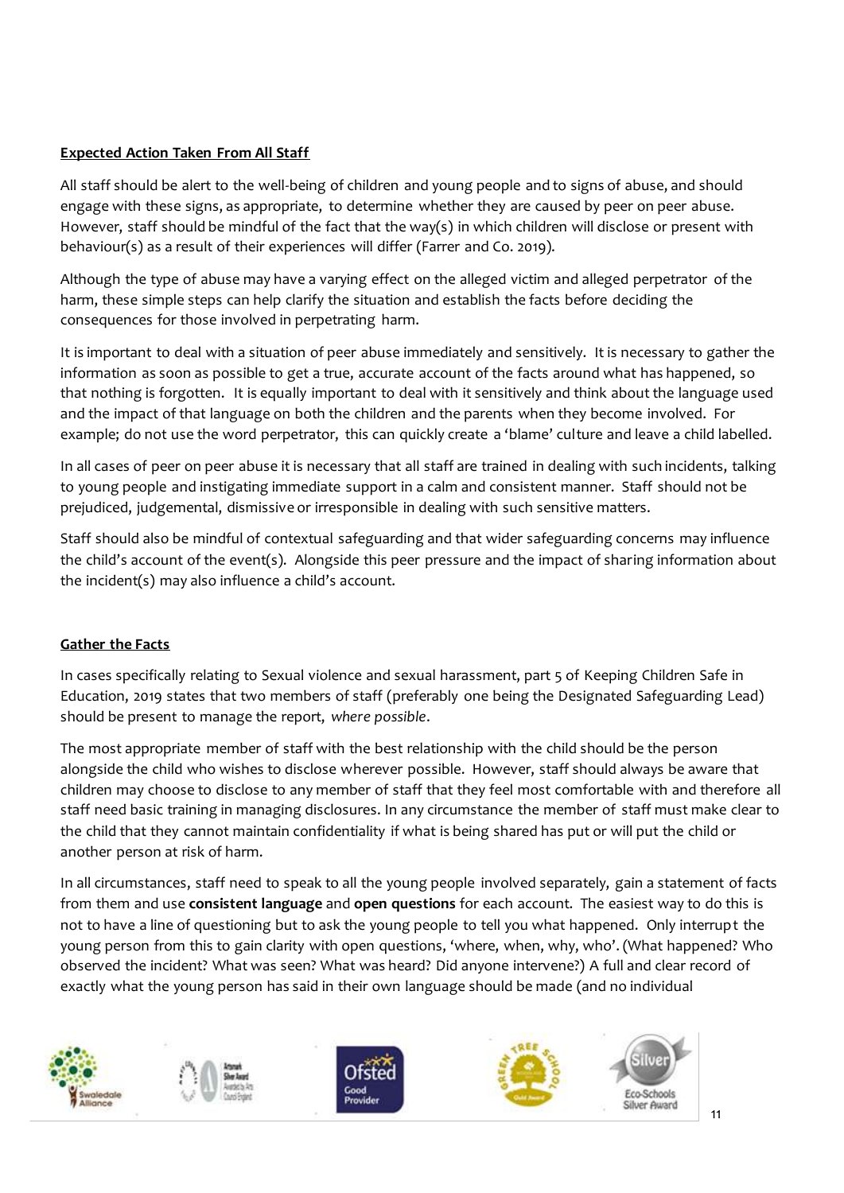**Expected Action Taken From All Staff**

All staff should be alert to the well-being of children and young people and to signs of abuse, and should engage with these signs, as appropriate, to determine whether they are caused by peer on peer abuse. However, staff should be mindful of the fact that the way(s) in which children will disclose or present with behaviour(s) as a result of their experiences will differ (Farrer and Co. 2019).

Although the type of abuse may have a varying effect on the alleged victim and alleged perpetrator of the harm, these simple steps can help clarify the situation and establish the facts before deciding the consequences for those involved in perpetrating harm.

It is important to deal with a situation of peer abuse immediately and sensitively. It is necessary to gather the information as soon as possible to get a true, accurate account of the facts around what has happened, so that nothing is forgotten. It is equally important to deal with it sensitively and think about the language used and the impact of that language on both the children and the parents when they become involved. For example; do not use the word perpetrator, this can quickly create a 'blame' culture and leave a child labelled.

In all cases of peer on peer abuse it is necessary that all staff are trained in dealing with such incidents, talking to young people and instigating immediate support in a calm and consistent manner. Staff should not be prejudiced, judgemental, dismissive or irresponsible in dealing with such sensitive matters.

Staff should also be mindful of contextual safeguarding and that wider safeguarding concerns may influence the child's account of the event(s). Alongside this peer pressure and the impact of sharing information about the incident(s) may also influence a child's account.

**Gather the Facts**

In cases specifically relating to Sexual violence and sexual harassment, part 5 of Keeping Children Safe in Education, 2019 states that two members of staff (preferably one being the Designated Safeguarding Lead) should be present to manage the report, *where possible*.

The most appropriate member of staff with the best relationship with the child should be the person alongside the child who wishes to disclose wherever possible. However, staff should always be aware that children may choose to disclose to any member of staff that they feel most comfortable with and therefore all staff need basic training in managing disclosures. In any circumstance the member of staff must make clear to the child that they cannot maintain confidentiality if what is being shared has put or will put the child or another person at risk of harm.

In all circumstances, staff need to speak to all the young people involved separately, gain a statement of facts from them and use **consistent language** and **open questions** for each account. The easiest way to do this is not to have a line of questioning but to ask the young people to tell you what happened. Only interrupt the young person from this to gain clarity with open questions, 'where, when, why, who'. (What happened? Who observed the incident? What was seen? What was heard? Did anyone intervene?) A full and clear record of exactly what the young person has said in their own language should be made (and no individual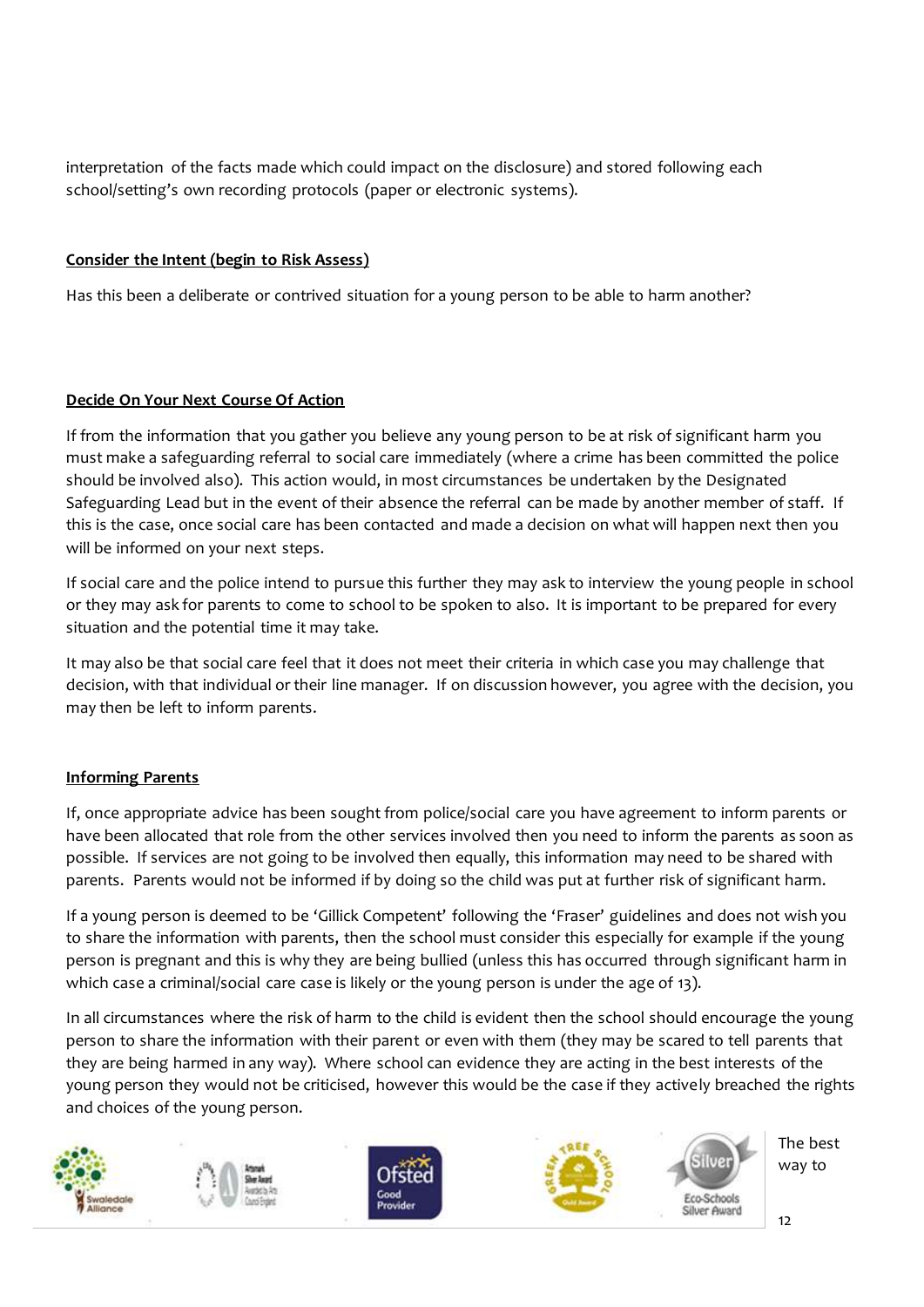interpretation of the facts made which could impact on the disclosure) and stored following each school/setting's own recording protocols (paper or electronic systems).

**Consider the Intent (begin to Risk Assess)**

Has this been a deliberate or contrived situation for a young person to be able to harm another?

**Decide On Your Next Course Of Action**

If from the information that you gather you believe any young person to be at risk of significant harm you must make a safeguarding referral to social care immediately (where a crime has been committed the police should be involved also). This action would, in most circumstances be undertaken by the Designated Safeguarding Lead but in the event of their absence the referral can be made by another member of staff. If this is the case, once social care has been contacted and made a decision on what will happen next then you will be informed on your next steps.

If social care and the police intend to pursue this further they may ask to interview the young people in school or they may ask for parents to come to school to be spoken to also. It is important to be prepared for every situation and the potential time it may take.

It may also be that social care feel that it does not meet their criteria in which case you may challenge that decision, with that individual or their line manager. If on discussion however, you agree with the decision, you may then be left to inform parents.

**Informing Parents**

If, once appropriate advice has been sought from police/social care you have agreement to inform parents or have been allocated that role from the other services involved then you need to inform the parents as soon as possible. If services are not going to be involved then equally, this information may need to be shared with parents. Parents would not be informed if by doing so the child was put at further risk of significant harm.

If a young person is deemed to be 'Gillick Competent' following the 'Fraser' guidelines and does not wish you to share the information with parents, then the school must consider this especially for example if the young person is pregnant and this is why they are being bullied (unless this has occurred through significant harm in which case a criminal/social care case is likely or the young person is under the age of 13).

In all circumstances where the risk of harm to the child is evident then the school should encourage the young person to share the information with their parent or even with them (they may be scared to tell parents that they are being harmed in any way). Where school can evidence they are acting in the best interests of the young person they would not be criticised, however this would be the case if they actively breached the rights and choices of the young person.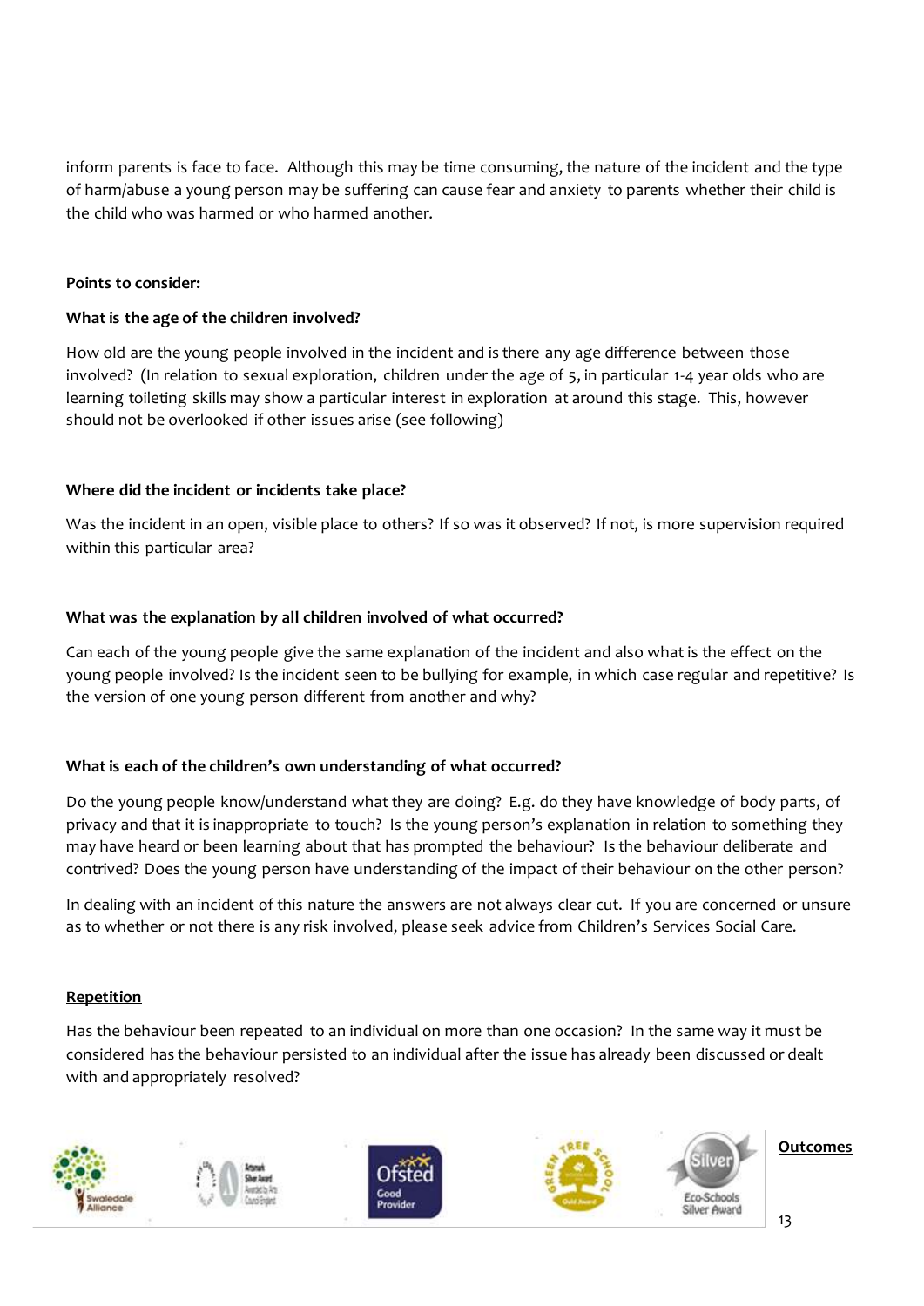inform parents is face to face. Although this may be time consuming, the nature of the incident and the type of harm/abuse a young person may be suffering can cause fear and anxiety to parents whether their child is the child who was harmed or who harmed another.

**Points to consider:**

**What is the age of the children involved?**

How old are the young people involved in the incident and is there any age difference between those involved? (In relation to sexual exploration, children under the age of 5, in particular 1-4 year olds who are learning toileting skills may show a particular interest in exploration at around this stage. This, however should not be overlooked if other issues arise (see following)

**Where did the incident or incidents take place?**

Was the incident in an open, visible place to others? If so was it observed? If not, is more supervision required within this particular area?

**What was the explanation by all children involved of what occurred?**

Can each of the young people give the same explanation of the incident and also what is the effect on the young people involved? Is the incident seen to be bullying for example, in which case regular and repetitive? Is the version of one young person different from another and why?

**What is each of the children's own understanding of what occurred?**

Do the young people know/understand what they are doing? E.g. do they have knowledge of body parts, of privacy and that it is inappropriate to touch? Is the young person's explanation in relation to something they may have heard or been learning about that has prompted the behaviour? Is the behaviour deliberate and contrived? Does the young person have understanding of the impact of their behaviour on the other person?

In dealing with an incident of this nature the answers are not always clear cut. If you are concerned or unsure as to whether or not there is any risk involved, please seek advice from Children's Services Social Care.

**Repetition**

Has the behaviour been repeated to an individual on more than one occasion? In the same way it must be considered has the behaviour persisted to an individual after the issue has already been discussed or dealt with and appropriately resolved?

**Outcomes**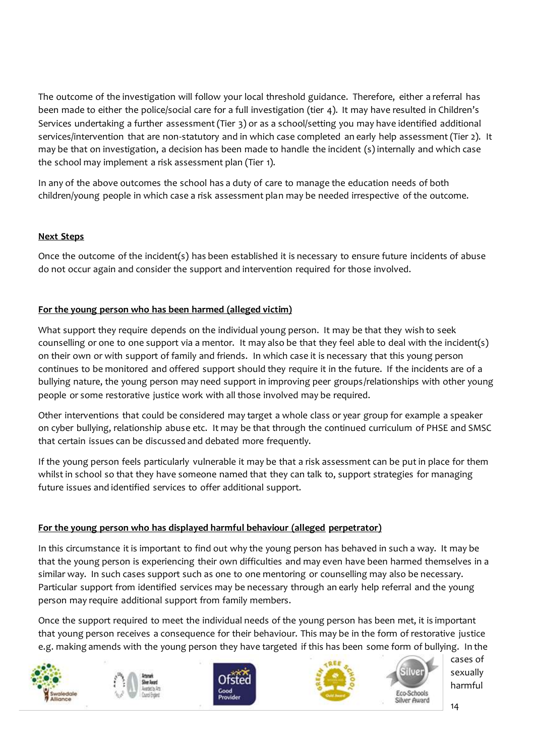The outcome of the investigation will follow your local threshold guidance. Therefore, either a referral has been made to either the police/social care for a full investigation (tier 4). It may have resulted in Children's Services undertaking a further assessment (Tier 3) or as a school/setting you may have identified additional services/intervention that are non-statutory and in which case completed an early help assessment (Tier 2). It may be that on investigation, a decision has been made to handle the incident (s) internally and which case the school may implement a risk assessment plan (Tier 1).

In any of the above outcomes the school has a duty of care to manage the education needs of both children/young people in which case a risk assessment plan may be needed irrespective of the outcome.

**Next Steps**

Once the outcome of the incident(s) has been established it is necessary to ensure future incidents of abuse do not occur again and consider the support and intervention required for those involved.

**For the young person who has been harmed (alleged victim)**

What support they require depends on the individual young person. It may be that they wish to seek counselling or one to one support via a mentor. It may also be that they feel able to deal with the incident(s) on their own or with support of family and friends. In which case it is necessary that this young person continues to be monitored and offered support should they require it in the future. If the incidents are of a bullying nature, the young person may need support in improving peer groups/relationships with other young people or some restorative justice work with all those involved may be required.

Other interventions that could be considered may target a whole class or year group for example a speaker on cyber bullying, relationship abuse etc. It may be that through the continued curriculum of PHSE and SMSC that certain issues can be discussed and debated more frequently.

If the young person feels particularly vulnerable it may be that a risk assessment can be put in place for them whilst in school so that they have someone named that they can talk to, support strategies for managing future issues and identified services to offer additional support.

**For the young person who has displayed harmful behaviour (alleged perpetrator)**

In this circumstance it is important to find out why the young person has behaved in such a way. It may be that the young person is experiencing their own difficulties and may even have been harmed themselves in a similar way. In such cases support such as one to one mentoring or counselling may also be necessary. Particular support from identified services may be necessary through an early help referral and the young person may require additional support from family members.

Once the support required to meet the individual needs of the young person has been met, it is important that young person receives a consequence for their behaviour. This may be in the form of restorative justice e.g. making amends with the young person they have targeted if this has been some form of bullying. In the cases of sexually harmful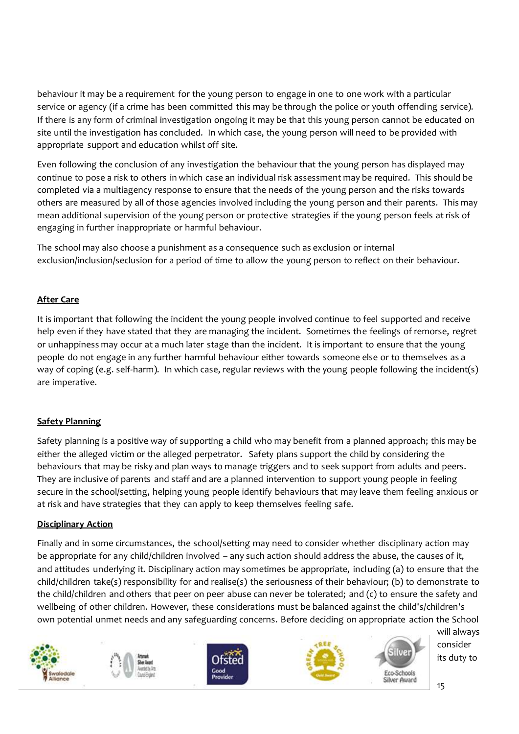behaviour it may be a requirement for the young person to engage in one to one work with a particular service or agency (if a crime has been committed this may be through the police or youth offending service). If there is any form of criminal investigation ongoing it may be that this young person cannot be educated on site until the investigation has concluded. In which case, the young person will need to be provided with appropriate support and education whilst off site.

Even following the conclusion of any investigation the behaviour that the young person has displayed may continue to pose a risk to others in which case an individual risk assessment may be required. This should be completed via a multiagency response to ensure that the needs of the young person and the risks towards others are measured by all of those agencies involved including the young person and their parents. This may mean additional supervision of the young person or protective strategies if the young person feels at risk of engaging in further inappropriate or harmful behaviour.

The school may also choose a punishment as a consequence such as exclusion or internal exclusion/inclusion/seclusion for a period of time to allow the young person to reflect on their behaviour.

**After Care**

It is important that following the incident the young people involved continue to feel supported and receive help even if they have stated that they are managing the incident. Sometimes the feelings of remorse, regret or unhappiness may occur at a much later stage than the incident. It is important to ensure that the young people do not engage in any further harmful behaviour either towards someone else or to themselves as a way of coping (e.g. self-harm). In which case, regular reviews with the young people following the incident(s) are imperative.

**Safety Planning**

Safety planning is a positive way of supporting a child who may benefit from a planned approach; this may be either the alleged victim or the alleged perpetrator. Safety plans support the child by considering the behaviours that may be risky and plan ways to manage triggers and to seek support from adults and peers. They are inclusive of parents and staff and are a planned intervention to support young people in feeling secure in the school/setting, helping young people identify behaviours that may leave them feeling anxious or at risk and have strategies that they can apply to keep themselves feeling safe.

**Disciplinary Action**

Finally and in some circumstances, the school/setting may need to consider whether disciplinary action may be appropriate for any child/children involved – any such action should address the abuse, the causes of it, and attitudes underlying it. Disciplinary action may sometimes be appropriate, including (a) to ensure that the child/children take(s) responsibility for and realise(s) the seriousness of their behaviour; (b) to demonstrate to the child/children and others that peer on peer abuse can never be tolerated; and (c) to ensure the safety and wellbeing of other children. However, these considerations must be balanced against the child's/children's own potential unmet needs and any safeguarding concerns. Before deciding on appropriate action the School will always consider its duty to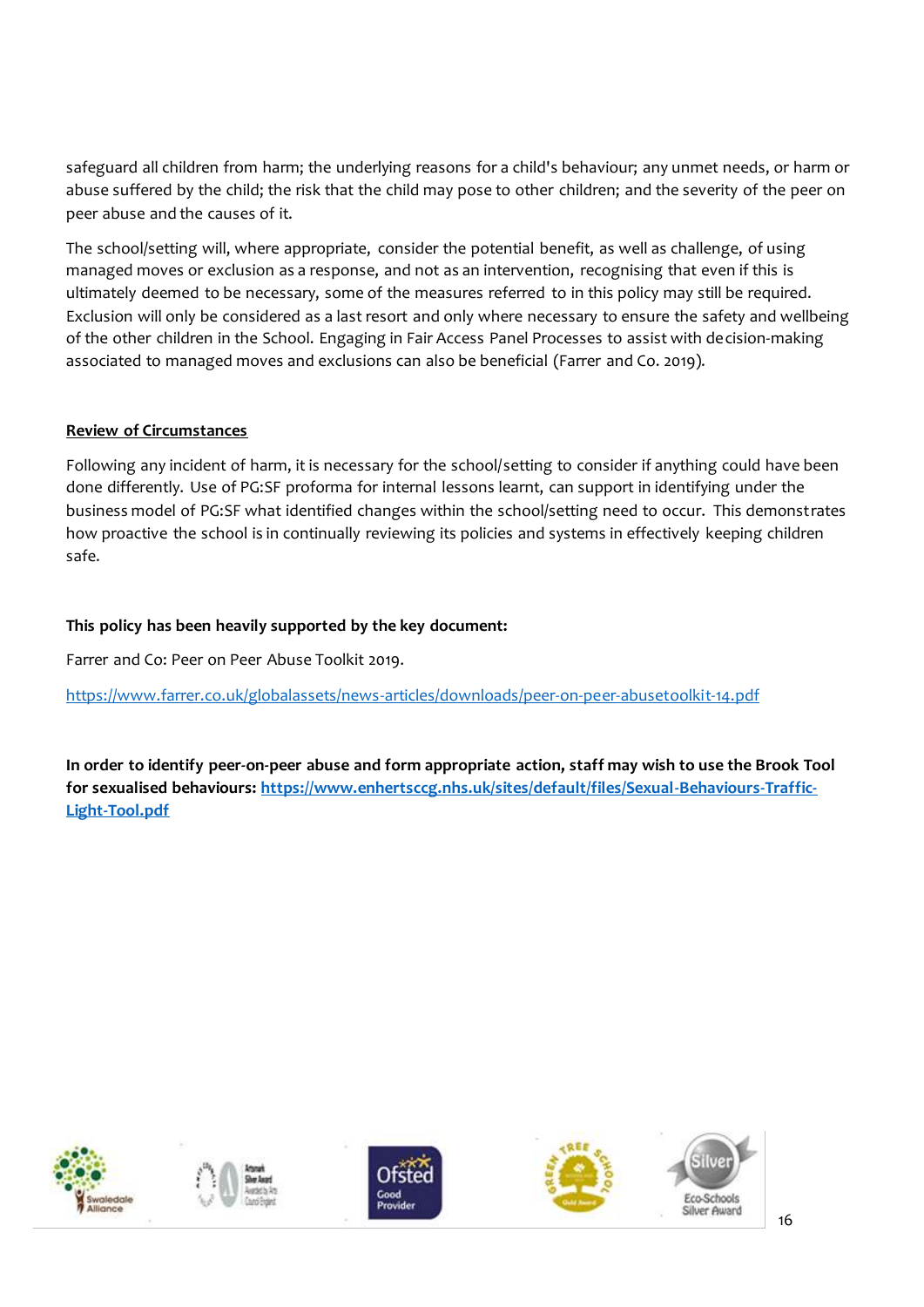safeguard all children from harm; the underlying reasons for a child's behaviour; any unmet needs, or harm or abuse suffered by the child; the risk that the child may pose to other children; and the severity of the peer on peer abuse and the causes of it.

The school/setting will, where appropriate, consider the potential benefit, as well as challenge, of using managed moves or exclusion as a response, and not as an intervention, recognising that even if this is ultimately deemed to be necessary, some of the measures referred to in this policy may still be required. Exclusion will only be considered as a last resort and only where necessary to ensure the safety and wellbeing of the other children in the School. Engaging in Fair Access Panel Processes to assist with decision-making associated to managed moves and exclusions can also be beneficial (Farrer and Co. 2019).

## Review of Circumstances

Following any incident of harm, it is necessary for the school/setting to consider if anything could have been done differently. Use of PG:SF proforma for internal lessons learnt, can support in identifying under the business model of PG:SF what identified changes within the school/setting need to occur. This demonstrates how proactive the school is in continually reviewing its policies and systems in effectively keeping children safe.

**This policy has been heavily supported by the key document:**

Farrer and Co: Peer on Peer Abuse Toolkit 2019.

https://www.farrer.co.uk/globalassets/news-articles/downloads/peer-on-peer-abusetoolkit-14.pdf

**In order to identify peer-on-peer abuse and form appropriate action, staff may wish to use the Brook Tool for sexualised behaviours: https://www.enhertsccg.nhs.uk/sites/default/files/Sexual-Behaviours-Traffic-Light-Tool.pdf**